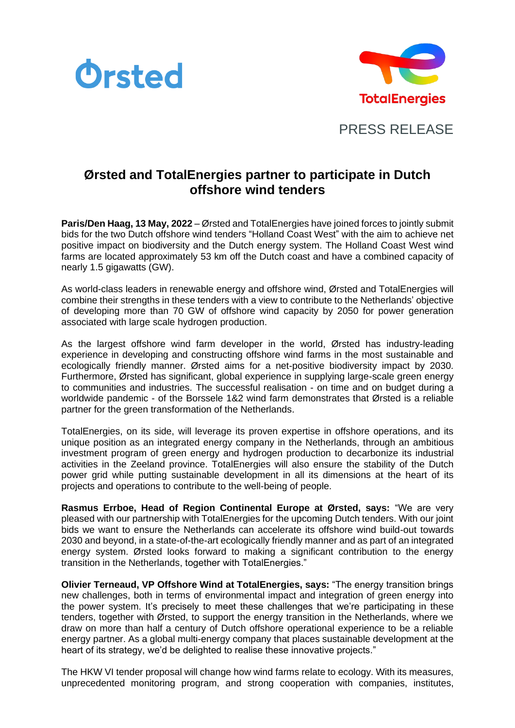Ørsted

TotalEnergies

PRESS RELEASE

# Ørsted and TotalEnergies partner to participate in Dutch offshore wind tenders

**Paris/Den Haag, 13 May, 2022** – Ørsted and TotalEnergies have joined forces to jointly submit bids for the two Dutch offshore wind tenders "Holland Coast West" with the aim to achieve net positive impact on biodiversity and the Dutch energy system. The Holland Coast West wind farms are located approximately 53 km off the Dutch coast and have a combined capacity of nearly 1.5 gigawatts (GW).

As world-class leaders in renewable energy and offshore wind, Ørsted and TotalEnergies will combine their strengths in these tenders with a view to contribute to the Netherlands' objective of developing more than 70 GW of offshore wind capacity by 2050 for power generation associated with large scale hydrogen production.

As the largest offshore wind farm developer in the world, Ørsted has industry-leading experience in developing and constructing offshore wind farms in the most sustainable and ecologically friendly manner. Ørsted aims for a net-positive biodiversity impact by 2030. Furthermore, Ørsted has significant, global experience in supplying large-scale green energy to communities and industries. The successful realisation - on time and on budget during a worldwide pandemic - of the Borssele 1&2 wind farm demonstrates that Ørsted is a reliable partner for the green transformation of the Netherlands.

TotalEnergies, on its side, will leverage its proven expertise in offshore operations, and its unique position as an integrated energy company in the Netherlands, through an ambitious investment program of green energy and hydrogen production to decarbonize its industrial activities in the Zeeland province. TotalEnergies will also ensure the stability of the Dutch power grid while putting sustainable development in all its dimensions at the heart of its projects and operations to contribute to the well-being of people.

**Rasmus Errboe, Head of Region Continental Europe at Ørsted, says:** "We are very pleased with our partnership with TotalEnergies for the upcoming Dutch tenders. With our joint bids we want to ensure the Netherlands can accelerate its offshore wind build-out towards 2030 and beyond, in a state-of-the-art ecologically friendly manner and as part of an integrated energy system. Ørsted looks forward to making a significant contribution to the energy transition in the Netherlands, together with TotalEnergies."

**Olivier Terneaud, VP Offshore Wind at TotalEnergies, says:** "The energy transition brings new challenges, both in terms of environmental impact and integration of green energy into the power system. It's precisely to meet these challenges that we're participating in these tenders, together with Ørsted, to support the energy transition in the Netherlands, where we draw on more than half a century of Dutch offshore operational experience to be a reliable energy partner. As a global multi-energy company that places sustainable development at the heart of its strategy, we'd be delighted to realise these innovative projects."

The HKW VI tender proposal will change how wind farms relate to ecology. With its measures, unprecedented monitoring program, and strong cooperation with companies, institutes,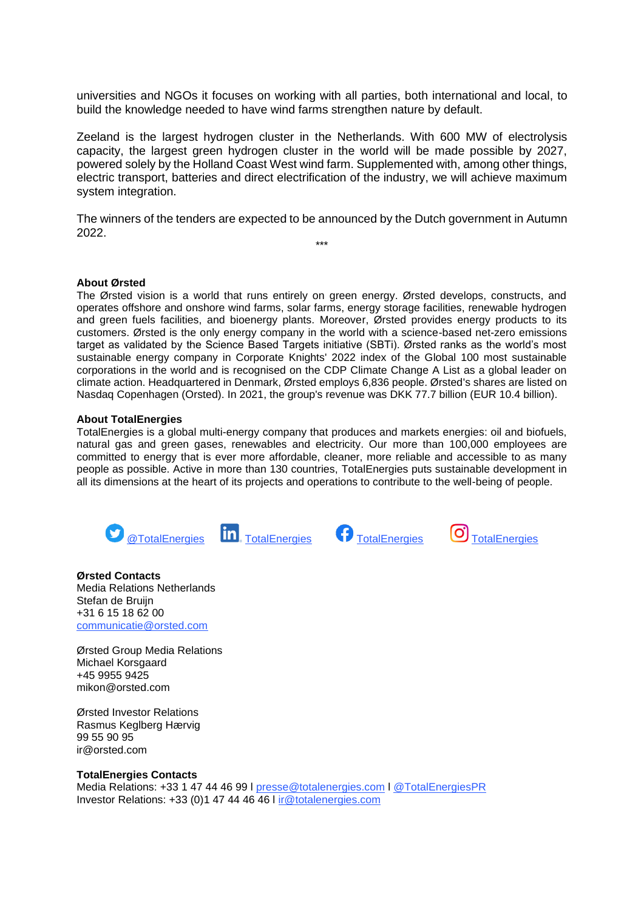universities and NGOs it focuses on working with all parties, both international and local, to build the knowledge needed to have wind farms strengthen nature by default.

Zeeland is the largest hydrogen cluster in the Netherlands. With 600 MW of electrolysis capacity, the largest green hydrogen cluster in the world will be made possible by 2027, powered solely by the Holland Coast West wind farm. Supplemented with, among other things, electric transport, batteries and direct electrification of the industry, we will achieve maximum system integration.

The winners of the tenders are expected to be announced by the Dutch government in Autumn 2022.

***

**About Ørsted**
The Ørsted vision is a world that runs entirely on green energy. Ørsted develops, constructs, and operates offshore and onshore wind farms, solar farms, energy storage facilities, renewable hydrogen and green fuels facilities, and bioenergy plants. Moreover, Ørsted provides energy products to its customers. Ørsted is the only energy company in the world with a science-based net-zero emissions target as validated by the Science Based Targets initiative (SBTi). Ørsted ranks as the world's most sustainable energy company in Corporate Knights' 2022 index of the Global 100 most sustainable corporations in the world and is recognised on the CDP Climate Change A List as a global leader on climate action. Headquartered in Denmark, Ørsted employs 6,836 people. Ørsted's shares are listed on Nasdaq Copenhagen (Orsted). In 2021, the group's revenue was DKK 77.7 billion (EUR 10.4 billion).

**About TotalEnergies**
TotalEnergies is a global multi-energy company that produces and markets energies: oil and biofuels, natural gas and green gases, renewables and electricity. Our more than 100,000 employees are committed to energy that is ever more affordable, cleaner, more reliable and accessible to as many people as possible. Active in more than 130 countries, TotalEnergies puts sustainable development in all its dimensions at the heart of its projects and operations to contribute to the well-being of people.

@TotalEnergies TotalEnergies TotalEnergies TotalEnergies

**Ørsted Contacts**
Media Relations Netherlands
Stefan de Bruijn
+31 6 15 18 62 00
communicatie@orsted.com

Ørsted Group Media Relations
Michael Korsgaard
+45 9955 9425
mikon@orsted.com

Ørsted Investor Relations
Rasmus Keglberg Hærvig
99 55 90 95
ir@orsted.com

**TotalEnergies Contacts**
Media Relations: +33 1 47 44 46 99 l presse@totalenergies.com l @TotalEnergiesPR
Investor Relations: +33 (0)1 47 44 46 46 l ir@totalenergies.com